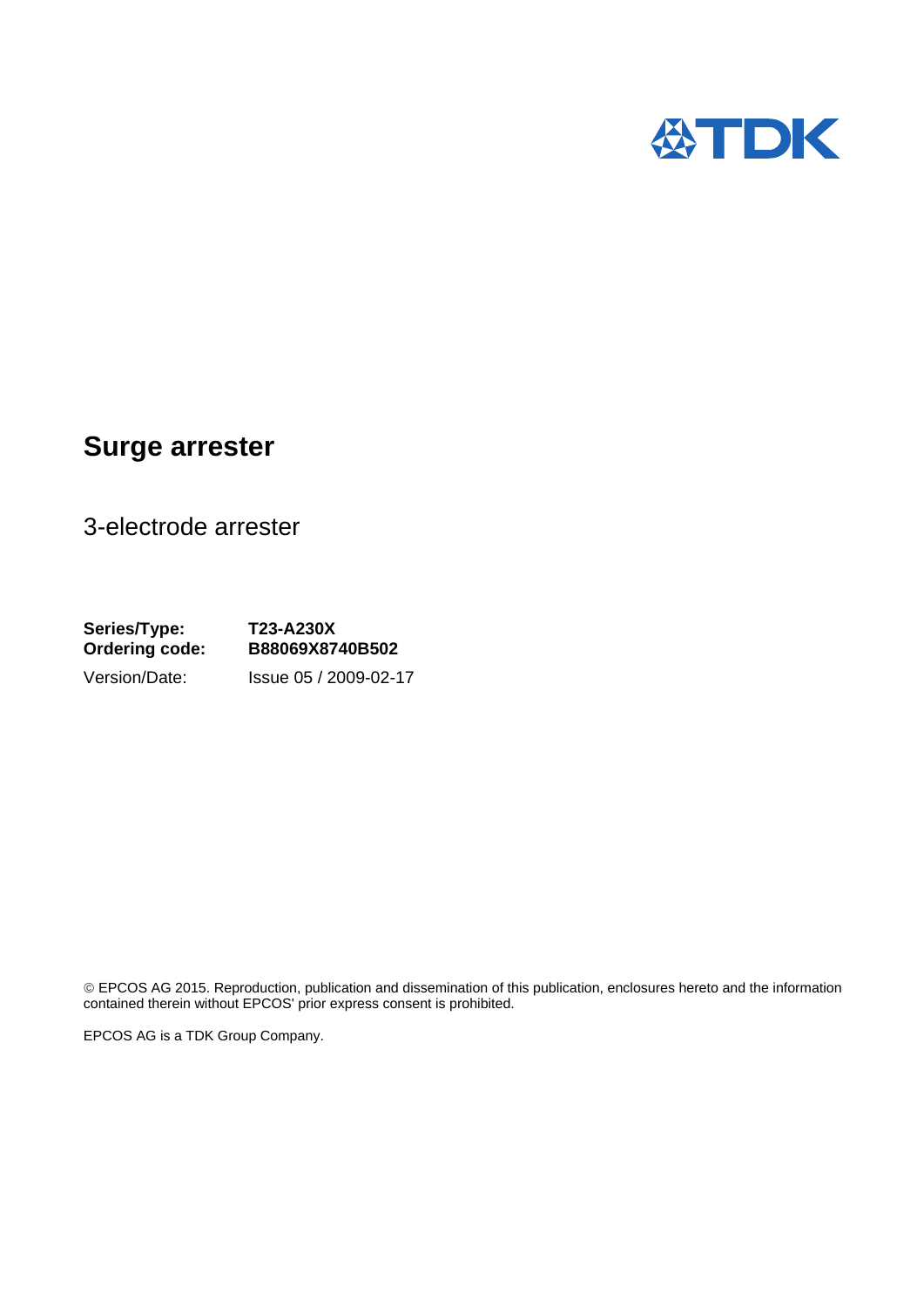# Surge arrester

3-electrode arrester

**Series/Type:** **T23-A230X**
**Ordering code:** **B88069X8740B502**
Version/Date: Issue 05 / 2009-02-17

© EPCOS AG 2015. Reproduction, publication and dissemination of this publication, enclosures hereto and the information contained therein without EPCOS' prior express consent is prohibited.

EPCOS AG is a TDK Group Company.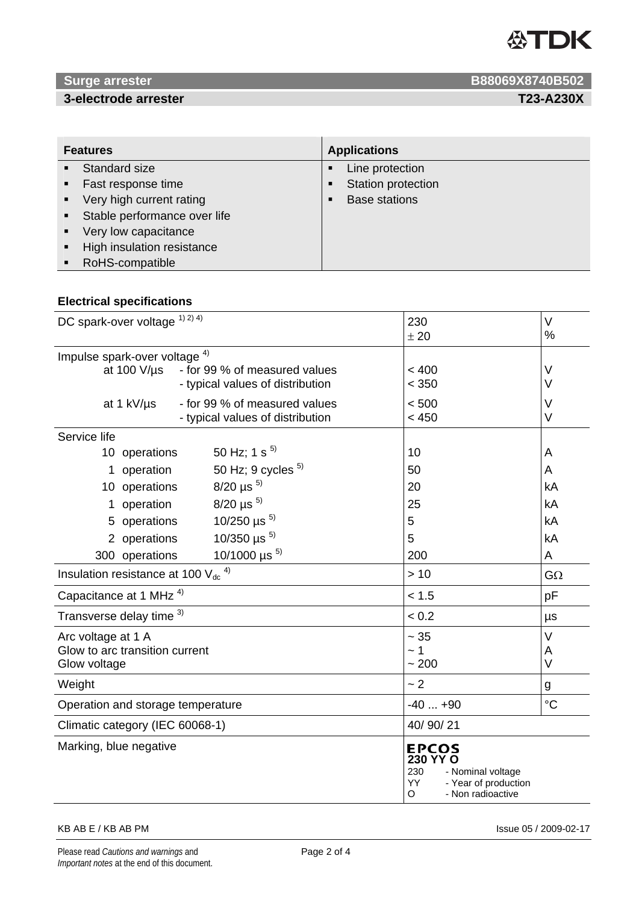**Surge arrester** **B88069X8740B502**

**3-electrode arrester** **T23-A230X**

| Features | Applications |
|---|---|
| ▪ Standard size<br>▪ Fast response time<br>▪ Very high current rating<br>▪ Stable performance over life<br>▪ Very low capacitance<br>▪ High insulation resistance<br>▪ RoHS-compatible | ▪ Line protection<br>▪ Station protection<br>▪ Base stations |

**Electrical specifications**

| Parameter | | | Value | Unit |
|---|---|---|---|---|
| DC spark-over voltage [1) 2) 4)] | | | 230<br>± 20 | V<br>% |
| Impulse spark-over voltage [4)] | | | | |
| at 100 V/µs | - for 99 % of measured values | | < 400 | V |
| | - typical values of distribution | | < 350 | V |
| at 1 kV/µs | - for 99 % of measured values | | < 500 | V |
| | - typical values of distribution | | < 450 | V |
| Service life | | | | |
| 10 operations | 50 Hz; 1 s [5)] | | 10 | A |
| 1 operation | 50 Hz; 9 cycles [5)] | | 50 | A |
| 10 operations | 8/20 µs [5)] | | 20 | kA |
| 1 operation | 8/20 µs [5)] | | 25 | kA |
| 5 operations | 10/250 µs [5)] | | 5 | kA |
| 2 operations | 10/350 µs [5)] | | 5 | kA |
| 300 operations | 10/1000 µs [5)] | | 200 | A |
| Insulation resistance at 100 $V_{dc}$ [4)] | | | > 10 | GΩ |
| Capacitance at 1 MHz [4)] | | | < 1.5 | pF |
| Transverse delay time [3)] | | | < 0.2 | µs |
| Arc voltage at 1 A<br>Glow to arc transition current<br>Glow voltage | | | ~ 35<br>~ 1<br>~ 200 | V<br>A<br>V |
| Weight | | | ~ 2 | g |
| Operation and storage temperature | | | -40 ... +90 | °C |
| Climatic category (IEC 60068-1) | | | 40/ 90/ 21 | |
| Marking, blue negative | | | **EPCOS**<br>**230 YY O**<br>230 - Nominal voltage<br>YY - Year of production<br>O - Non radioactive | |

KB AB E / KB AB PM Issue 05 / 2009-02-17

Please read *Cautions and warnings* and *Important notes* at the end of this document.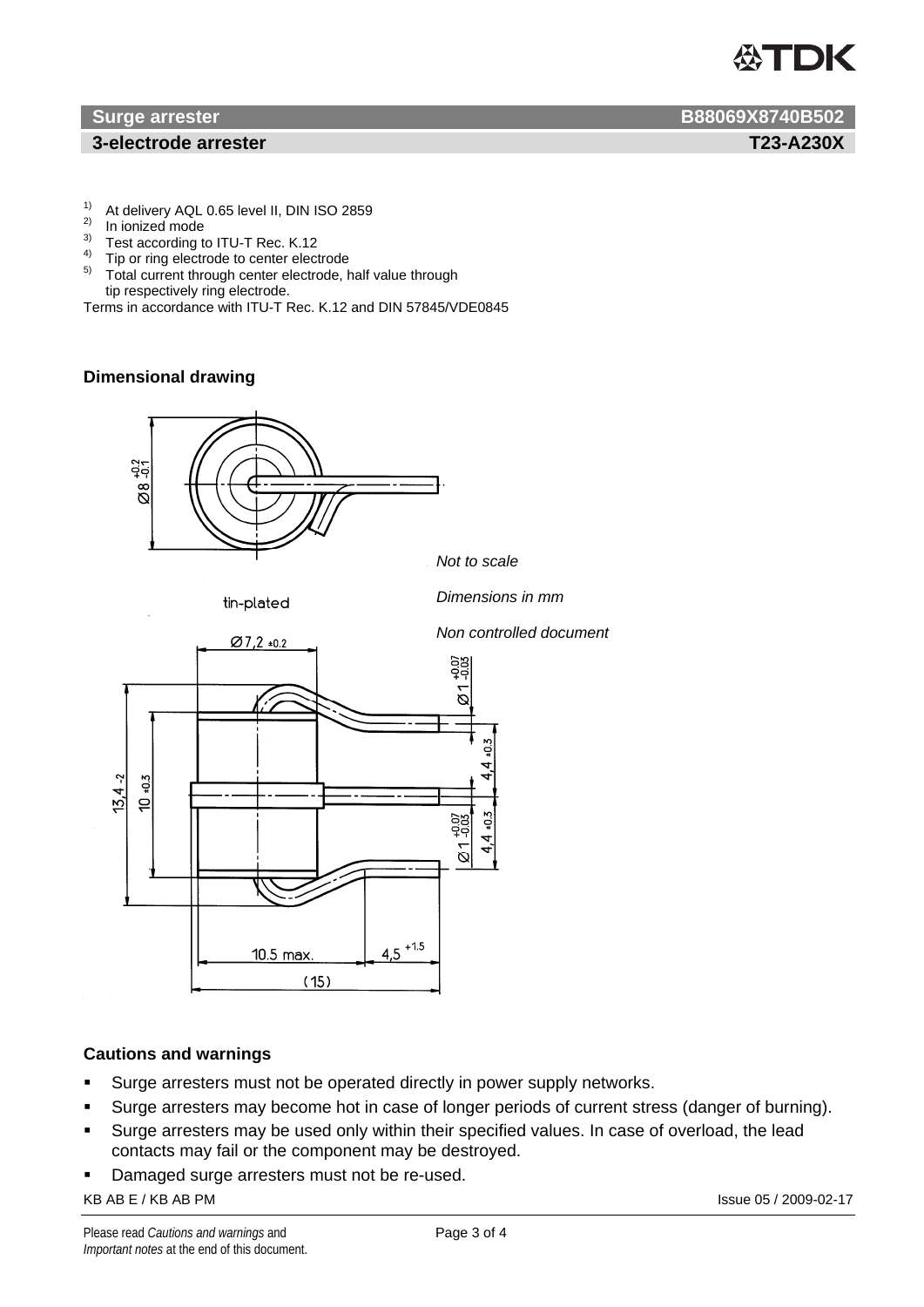**Surge arrester** B88069X8740B502

**3-electrode arrester** T23-A230X

[1] At delivery AQL 0.65 level II, DIN ISO 2859
[2] In ionized mode
[3] Test according to ITU-T Rec. K.12
[4] Tip or ring electrode to center electrode
[5] Total current through center electrode, half value through tip respectively ring electrode.

Terms in accordance with ITU-T Rec. K.12 and DIN 57845/VDE0845

**Dimensional drawing**

*Not to scale*

*Dimensions in mm*

*Non controlled document*

**Cautions and warnings**

- Surge arresters must not be operated directly in power supply networks.
- Surge arresters may become hot in case of longer periods of current stress (danger of burning).
- Surge arresters may be used only within their specified values. In case of overload, the lead contacts may fail or the component may be destroyed.
- Damaged surge arresters must not be re-used.

KB AB E / KB AB PM Issue 05 / 2009-02-17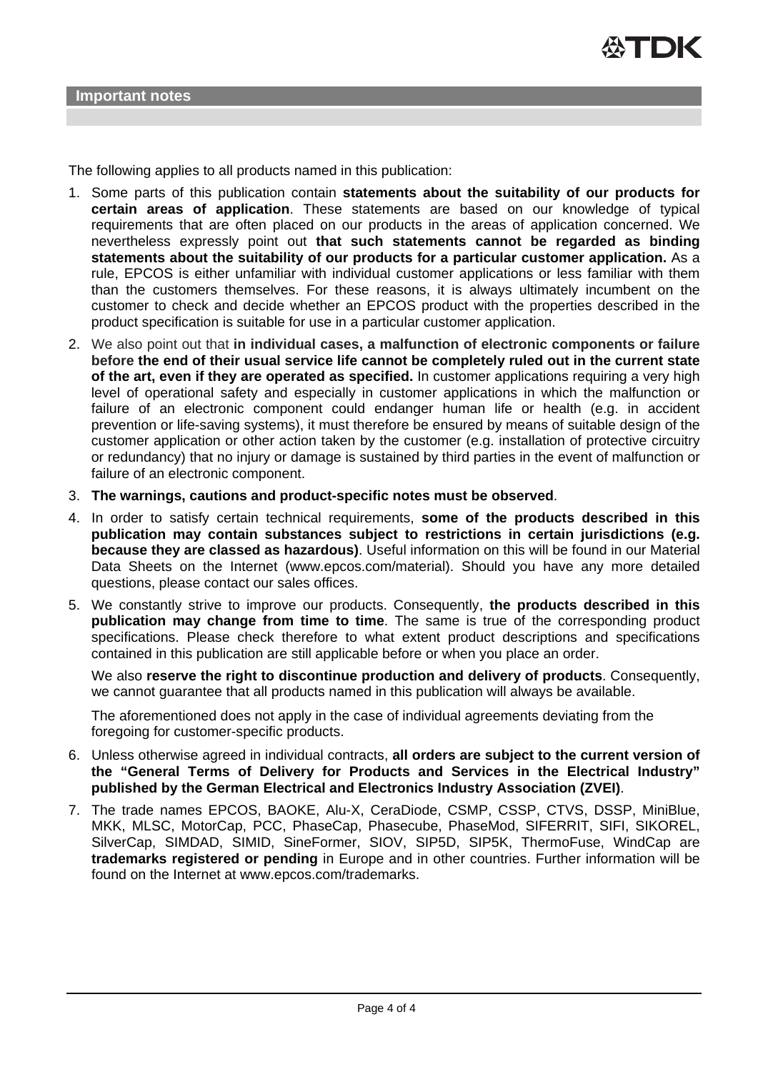## Important notes

The following applies to all products named in this publication:

1. Some parts of this publication contain **statements about the suitability of our products for certain areas of application**. These statements are based on our knowledge of typical requirements that are often placed on our products in the areas of application concerned. We nevertheless expressly point out **that such statements cannot be regarded as binding statements about the suitability of our products for a particular customer application.** As a rule, EPCOS is either unfamiliar with individual customer applications or less familiar with them than the customers themselves. For these reasons, it is always ultimately incumbent on the customer to check and decide whether an EPCOS product with the properties described in the product specification is suitable for use in a particular customer application.
2. We also point out that **in individual cases, a malfunction of electronic components or failure before the end of their usual service life cannot be completely ruled out in the current state of the art, even if they are operated as specified.** In customer applications requiring a very high level of operational safety and especially in customer applications in which the malfunction or failure of an electronic component could endanger human life or health (e.g. in accident prevention or life-saving systems), it must therefore be ensured by means of suitable design of the customer application or other action taken by the customer (e.g. installation of protective circuitry or redundancy) that no injury or damage is sustained by third parties in the event of malfunction or failure of an electronic component.
3. **The warnings, cautions and product-specific notes must be observed**.
4. In order to satisfy certain technical requirements, **some of the products described in this publication may contain substances subject to restrictions in certain jurisdictions (e.g. because they are classed as hazardous)**. Useful information on this will be found in our Material Data Sheets on the Internet (www.epcos.com/material). Should you have any more detailed questions, please contact our sales offices.
5. We constantly strive to improve our products. Consequently, **the products described in this publication may change from time to time**. The same is true of the corresponding product specifications. Please check therefore to what extent product descriptions and specifications contained in this publication are still applicable before or when you place an order.

   We also **reserve the right to discontinue production and delivery of products**. Consequently, we cannot guarantee that all products named in this publication will always be available.

   The aforementioned does not apply in the case of individual agreements deviating from the foregoing for customer-specific products.
6. Unless otherwise agreed in individual contracts, **all orders are subject to the current version of the "General Terms of Delivery for Products and Services in the Electrical Industry" published by the German Electrical and Electronics Industry Association (ZVEI)**.
7. The trade names EPCOS, BAOKE, Alu-X, CeraDiode, CSMP, CSSP, CTVS, DSSP, MiniBlue, MKK, MLSC, MotorCap, PCC, PhaseCap, Phasecube, PhaseMod, SIFERRIT, SIFI, SIKOREL, SilverCap, SIMDAD, SIMID, SineFormer, SIOV, SIP5D, SIP5K, ThermoFuse, WindCap are **trademarks registered or pending** in Europe and in other countries. Further information will be found on the Internet at www.epcos.com/trademarks.